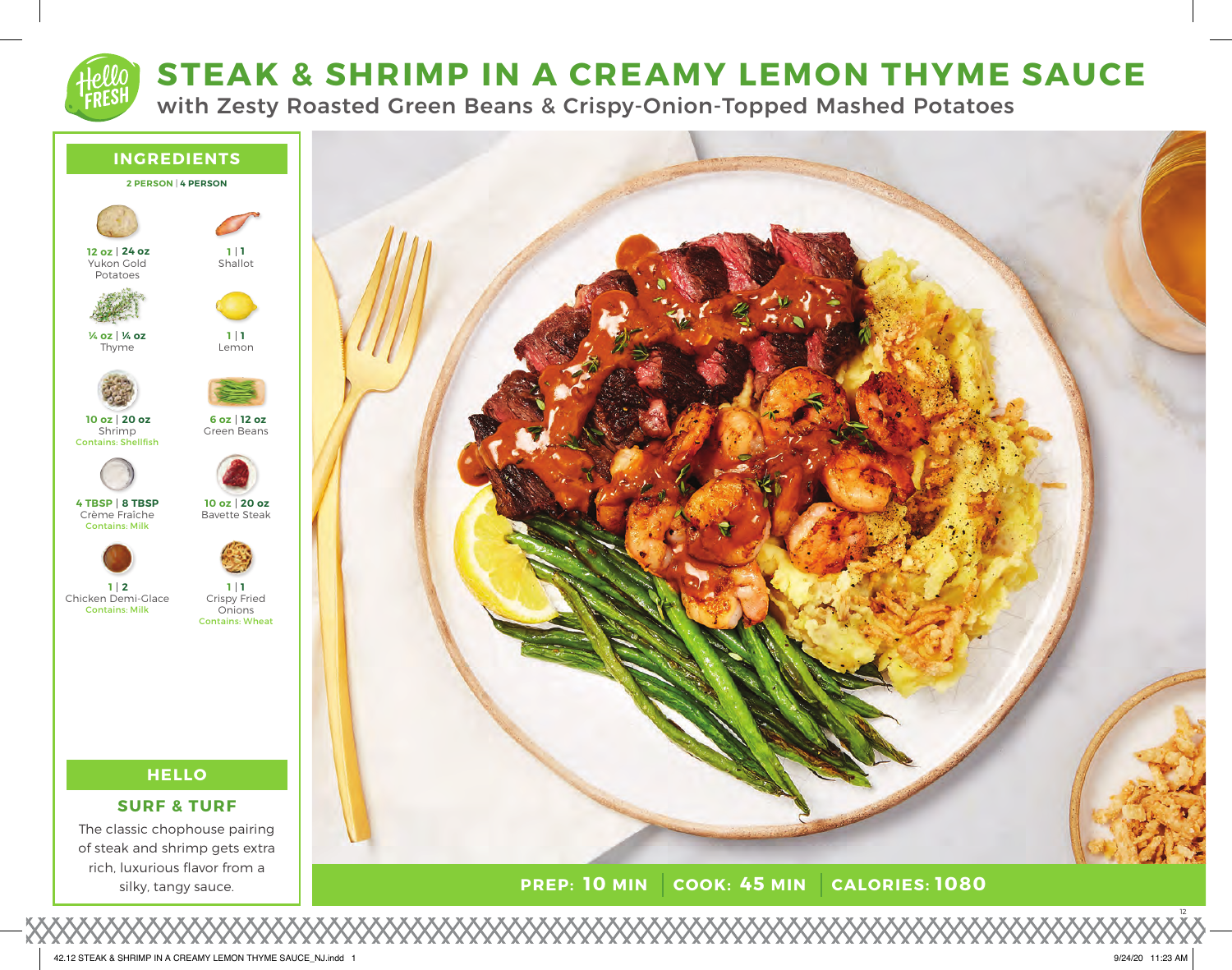# STEAK & SHRIMP IN A CREAMY LEMON THYME SAUCE

with Zesty Roasted Green Beans & Crispy-Onion-Topped Mashed Potatoes

## INGREDIENTS

**2 PERSON | 4 PERSON**

- **12 oz | 24 oz** Yukon Gold Potatoes
- **1 | 1** Shallot
- **¼ oz | ¼ oz** Thyme
- **1 | 1** Lemon
- **10 oz | 20 oz** Shrimp — Contains: Shellfish
- **6 oz | 12 oz** Green Beans
- **4 TBSP | 8 TBSP** Crème Fraîche — Contains: Milk
- **10 oz | 20 oz** Bavette Steak
- **1 | 2** Chicken Demi-Glace — Contains: Milk
- **1 | 1** Crispy Fried Onions — Contains: Wheat

## HELLO

### SURF & TURF

The classic chophouse pairing of steak and shrimp gets extra rich, luxurious flavor from a silky, tangy sauce.

**PREP: 10 MIN | COOK: 45 MIN | CALORIES: 1080**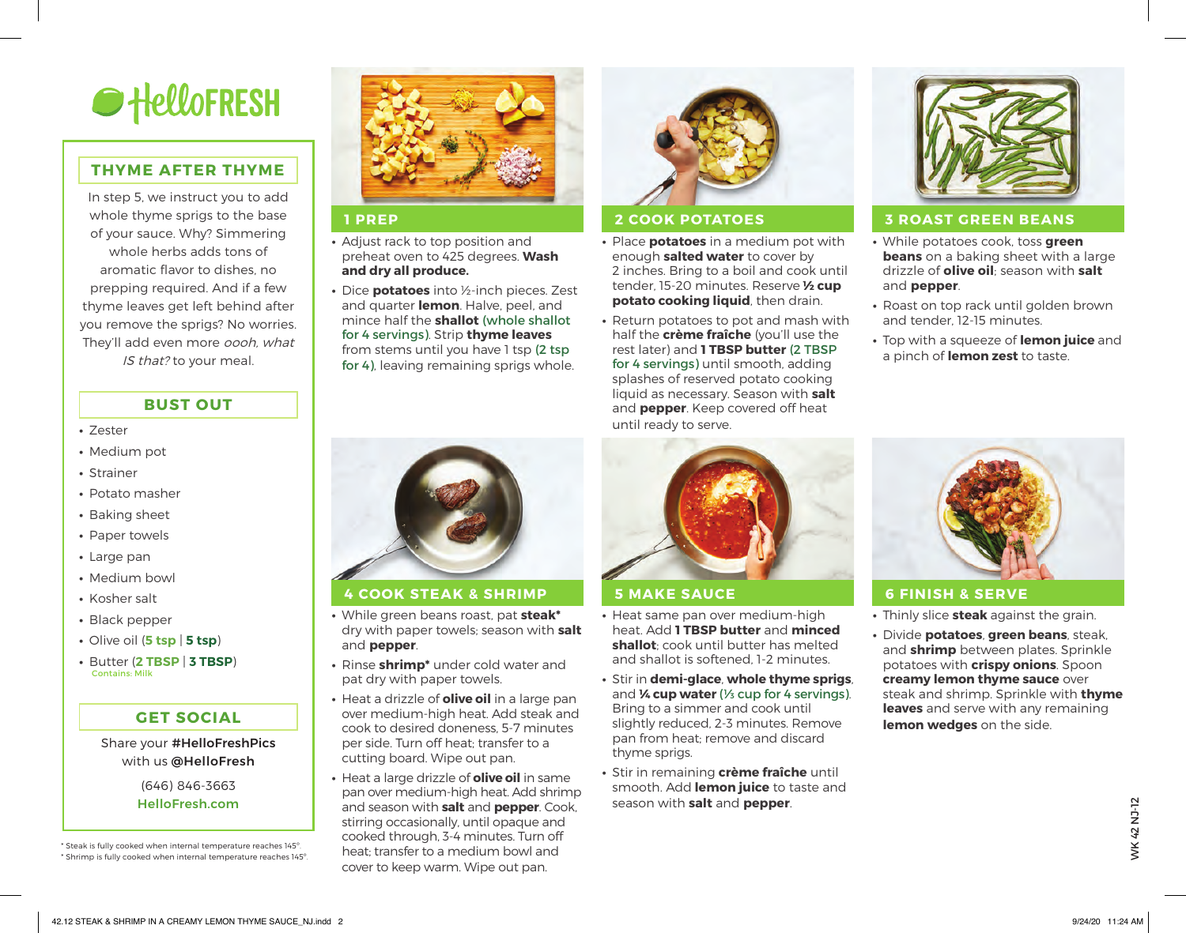# HelloFRESH

## THYME AFTER THYME

In step 5, we instruct you to add whole thyme sprigs to the base of your sauce. Why? Simmering whole herbs adds tons of aromatic flavor to dishes, no prepping required. And if a few thyme leaves get left behind after you remove the sprigs? No worries. They'll add even more *oooh, what IS that?* to your meal.

## BUST OUT

- Zester
- Medium pot
- Strainer
- Potato masher
- Baking sheet
- Paper towels
- Large pan
- Medium bowl
- Kosher salt
- Black pepper
- Olive oil (5 tsp | 5 tsp)
- Butter (2 TBSP | 3 TBSP)
  Contains: Milk

## GET SOCIAL

Share your **#HelloFreshPics** with us **@HelloFresh**

(646) 846-3663

HelloFresh.com

\* Steak is fully cooked when internal temperature reaches 145°.
\* Shrimp is fully cooked when internal temperature reaches 145°.

## 1 PREP

- Adjust rack to top position and preheat oven to 425 degrees. **Wash and dry all produce.**
- Dice **potatoes** into ½-inch pieces. Zest and quarter **lemon**. Halve, peel, and mince half the **shallot** (whole shallot for 4 servings). Strip **thyme leaves** from stems until you have 1 tsp (2 tsp for 4), leaving remaining sprigs whole.

## 2 COOK POTATOES

- Place **potatoes** in a medium pot with enough **salted water** to cover by 2 inches. Bring to a boil and cook until tender, 15-20 minutes. Reserve **½ cup potato cooking liquid**, then drain.
- Return potatoes to pot and mash with half the **crème fraîche** (you'll use the rest later) and **1 TBSP butter** (2 TBSP for 4 servings) until smooth, adding splashes of reserved potato cooking liquid as necessary. Season with **salt** and **pepper**. Keep covered off heat until ready to serve.

## 3 ROAST GREEN BEANS

- While potatoes cook, toss **green beans** on a baking sheet with a large drizzle of **olive oil**; season with **salt** and **pepper**.
- Roast on top rack until golden brown and tender, 12-15 minutes.
- Top with a squeeze of **lemon juice** and a pinch of **lemon zest** to taste.

## 4 COOK STEAK & SHRIMP

- While green beans roast, pat **steak\*** dry with paper towels; season with **salt** and **pepper**.
- Rinse **shrimp\*** under cold water and pat dry with paper towels.
- Heat a drizzle of **olive oil** in a large pan over medium-high heat. Add steak and cook to desired doneness, 5-7 minutes per side. Turn off heat; transfer to a cutting board. Wipe out pan.
- Heat a large drizzle of **olive oil** in same pan over medium-high heat. Add shrimp and season with **salt** and **pepper**. Cook, stirring occasionally, until opaque and cooked through, 3-4 minutes. Turn off heat; transfer to a medium bowl and cover to keep warm. Wipe out pan.

## 5 MAKE SAUCE

- Heat same pan over medium-high heat. Add **1 TBSP butter** and **minced shallot**; cook until butter has melted and shallot is softened, 1-2 minutes.
- Stir in **demi-glace**, **whole thyme sprigs**, and **¼ cup water** (⅓ cup for 4 servings). Bring to a simmer and cook until slightly reduced, 2-3 minutes. Remove pan from heat; remove and discard thyme sprigs.
- Stir in remaining **crème fraîche** until smooth. Add **lemon juice** to taste and season with **salt** and **pepper**.

## 6 FINISH & SERVE

- Thinly slice **steak** against the grain.
- Divide **potatoes**, **green beans**, steak, and **shrimp** between plates. Sprinkle potatoes with **crispy onions**. Spoon **creamy lemon thyme sauce** over steak and shrimp. Sprinkle with **thyme leaves** and serve with any remaining **lemon wedges** on the side.

WK 42 NJ-12